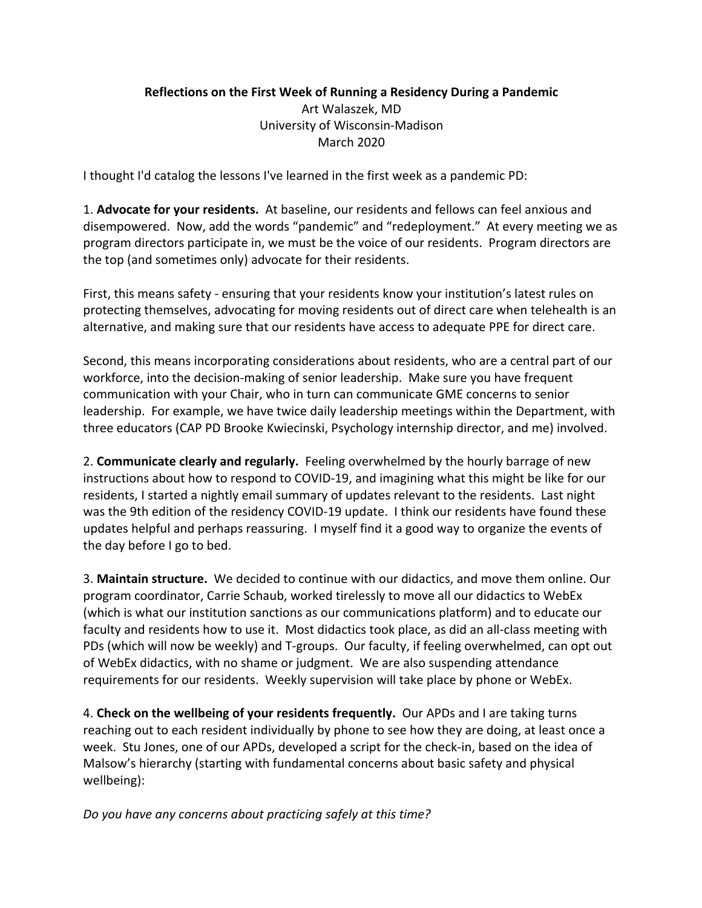**Reflections on the First Week of Running a Residency During a Pandemic**

Art Walaszek, MD
University of Wisconsin-Madison
March 2020

I thought I'd catalog the lessons I've learned in the first week as a pandemic PD:

1. **Advocate for your residents.** At baseline, our residents and fellows can feel anxious and disempowered. Now, add the words "pandemic" and "redeployment." At every meeting we as program directors participate in, we must be the voice of our residents. Program directors are the top (and sometimes only) advocate for their residents.

First, this means safety - ensuring that your residents know your institution's latest rules on protecting themselves, advocating for moving residents out of direct care when telehealth is an alternative, and making sure that our residents have access to adequate PPE for direct care.

Second, this means incorporating considerations about residents, who are a central part of our workforce, into the decision-making of senior leadership. Make sure you have frequent communication with your Chair, who in turn can communicate GME concerns to senior leadership. For example, we have twice daily leadership meetings within the Department, with three educators (CAP PD Brooke Kwiecinski, Psychology internship director, and me) involved.

2. **Communicate clearly and regularly.** Feeling overwhelmed by the hourly barrage of new instructions about how to respond to COVID-19, and imagining what this might be like for our residents, I started a nightly email summary of updates relevant to the residents. Last night was the 9th edition of the residency COVID-19 update. I think our residents have found these updates helpful and perhaps reassuring. I myself find it a good way to organize the events of the day before I go to bed.

3. **Maintain structure.** We decided to continue with our didactics, and move them online. Our program coordinator, Carrie Schaub, worked tirelessly to move all our didactics to WebEx (which is what our institution sanctions as our communications platform) and to educate our faculty and residents how to use it. Most didactics took place, as did an all-class meeting with PDs (which will now be weekly) and T-groups. Our faculty, if feeling overwhelmed, can opt out of WebEx didactics, with no shame or judgment. We are also suspending attendance requirements for our residents. Weekly supervision will take place by phone or WebEx.

4. **Check on the wellbeing of your residents frequently.** Our APDs and I are taking turns reaching out to each resident individually by phone to see how they are doing, at least once a week. Stu Jones, one of our APDs, developed a script for the check-in, based on the idea of Malsow's hierarchy (starting with fundamental concerns about basic safety and physical wellbeing):

*Do you have any concerns about practicing safely at this time?*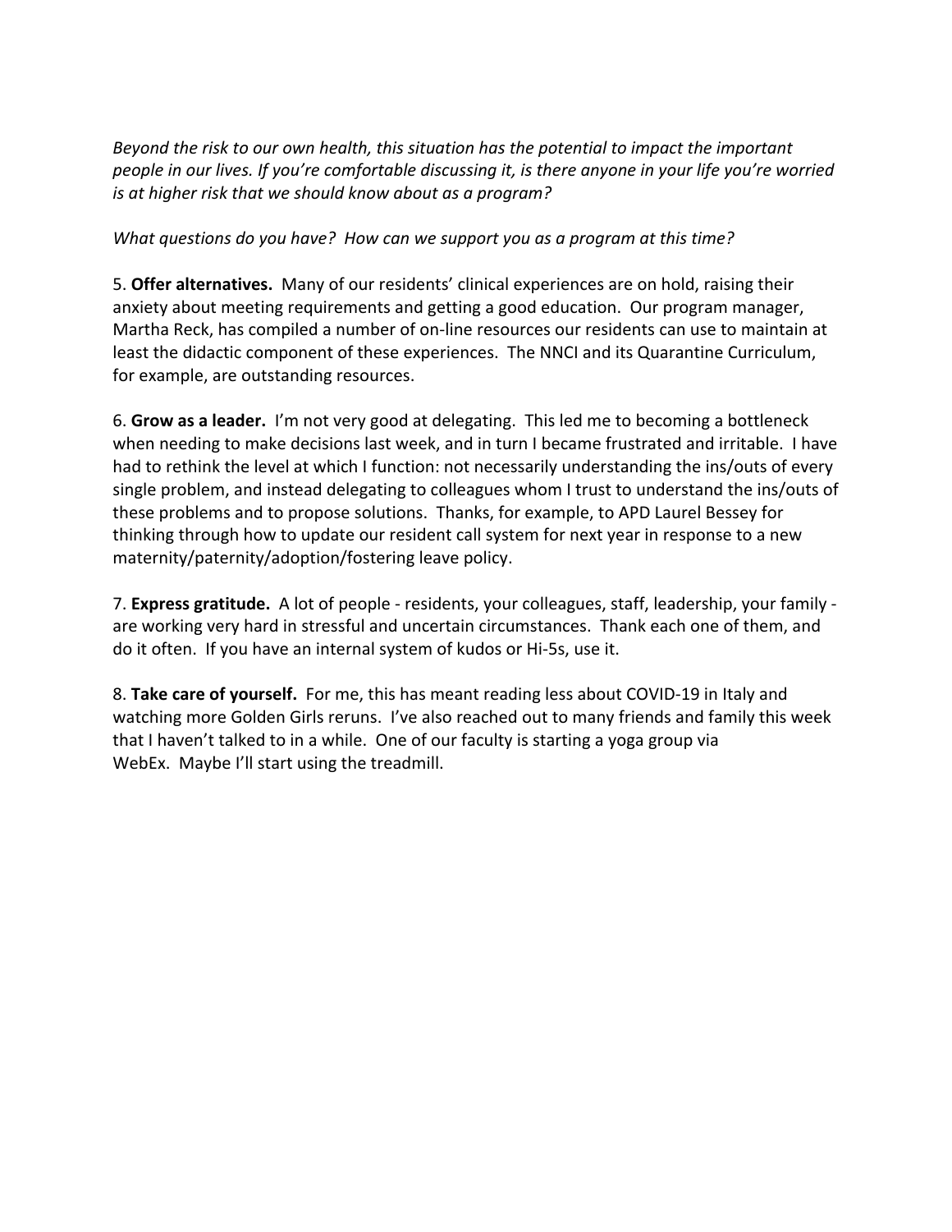*Beyond the risk to our own health, this situation has the potential to impact the important people in our lives. If you're comfortable discussing it, is there anyone in your life you're worried is at higher risk that we should know about as a program?*

*What questions do you have? How can we support you as a program at this time?*

5. **Offer alternatives.** Many of our residents' clinical experiences are on hold, raising their anxiety about meeting requirements and getting a good education. Our program manager, Martha Reck, has compiled a number of on-line resources our residents can use to maintain at least the didactic component of these experiences. The NNCI and its Quarantine Curriculum, for example, are outstanding resources.

6. **Grow as a leader.** I'm not very good at delegating. This led me to becoming a bottleneck when needing to make decisions last week, and in turn I became frustrated and irritable. I have had to rethink the level at which I function: not necessarily understanding the ins/outs of every single problem, and instead delegating to colleagues whom I trust to understand the ins/outs of these problems and to propose solutions. Thanks, for example, to APD Laurel Bessey for thinking through how to update our resident call system for next year in response to a new maternity/paternity/adoption/fostering leave policy.

7. **Express gratitude.** A lot of people - residents, your colleagues, staff, leadership, your family - are working very hard in stressful and uncertain circumstances. Thank each one of them, and do it often. If you have an internal system of kudos or Hi-5s, use it.

8. **Take care of yourself.** For me, this has meant reading less about COVID-19 in Italy and watching more Golden Girls reruns. I've also reached out to many friends and family this week that I haven't talked to in a while. One of our faculty is starting a yoga group via WebEx. Maybe I'll start using the treadmill.